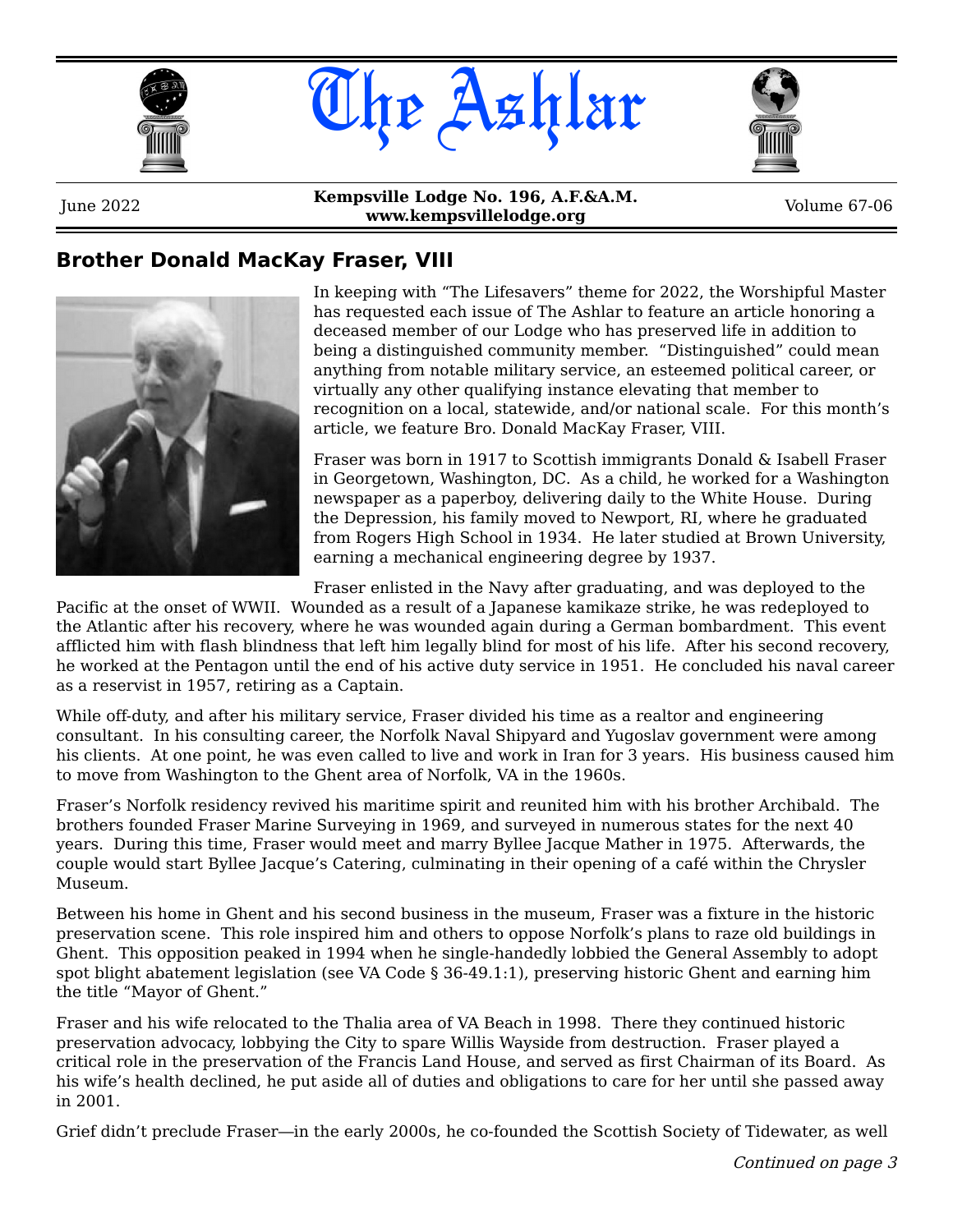# The Ashlar

June 2022 | **Kempsville Lodge No. 196, A.F.&A.M.** | Volume 67-06

**www.kempsvillelodge.org**

## Brother Donald MacKay Fraser, VIII

In keeping with "The Lifesavers" theme for 2022, the Worshipful Master has requested each issue of The Ashlar to feature an article honoring a deceased member of our Lodge who has preserved life in addition to being a distinguished community member. "Distinguished" could mean anything from notable military service, an esteemed political career, or virtually any other qualifying instance elevating that member to recognition on a local, statewide, and/or national scale. For this month's article, we feature Bro. Donald MacKay Fraser, VIII.

Fraser was born in 1917 to Scottish immigrants Donald & Isabell Fraser in Georgetown, Washington, DC. As a child, he worked for a Washington newspaper as a paperboy, delivering daily to the White House. During the Depression, his family moved to Newport, RI, where he graduated from Rogers High School in 1934. He later studied at Brown University, earning a mechanical engineering degree by 1937.

Fraser enlisted in the Navy after graduating, and was deployed to the Pacific at the onset of WWII. Wounded as a result of a Japanese kamikaze strike, he was redeployed to the Atlantic after his recovery, where he was wounded again during a German bombardment. This event afflicted him with flash blindness that left him legally blind for most of his life. After his second recovery, he worked at the Pentagon until the end of his active duty service in 1951. He concluded his naval career as a reservist in 1957, retiring as a Captain.

While off-duty, and after his military service, Fraser divided his time as a realtor and engineering consultant. In his consulting career, the Norfolk Naval Shipyard and Yugoslav government were among his clients. At one point, he was even called to live and work in Iran for 3 years. His business caused him to move from Washington to the Ghent area of Norfolk, VA in the 1960s.

Fraser's Norfolk residency revived his maritime spirit and reunited him with his brother Archibald. The brothers founded Fraser Marine Surveying in 1969, and surveyed in numerous states for the next 40 years. During this time, Fraser would meet and marry Byllee Jacque Mather in 1975. Afterwards, the couple would start Byllee Jacque's Catering, culminating in their opening of a café within the Chrysler Museum.

Between his home in Ghent and his second business in the museum, Fraser was a fixture in the historic preservation scene. This role inspired him and others to oppose Norfolk's plans to raze old buildings in Ghent. This opposition peaked in 1994 when he single-handedly lobbied the General Assembly to adopt spot blight abatement legislation (see VA Code § 36-49.1:1), preserving historic Ghent and earning him the title "Mayor of Ghent."

Fraser and his wife relocated to the Thalia area of VA Beach in 1998. There they continued historic preservation advocacy, lobbying the City to spare Willis Wayside from destruction. Fraser played a critical role in the preservation of the Francis Land House, and served as first Chairman of its Board. As his wife's health declined, he put aside all of duties and obligations to care for her until she passed away in 2001.

Grief didn't preclude Fraser—in the early 2000s, he co-founded the Scottish Society of Tidewater, as well

*Continued on page 3*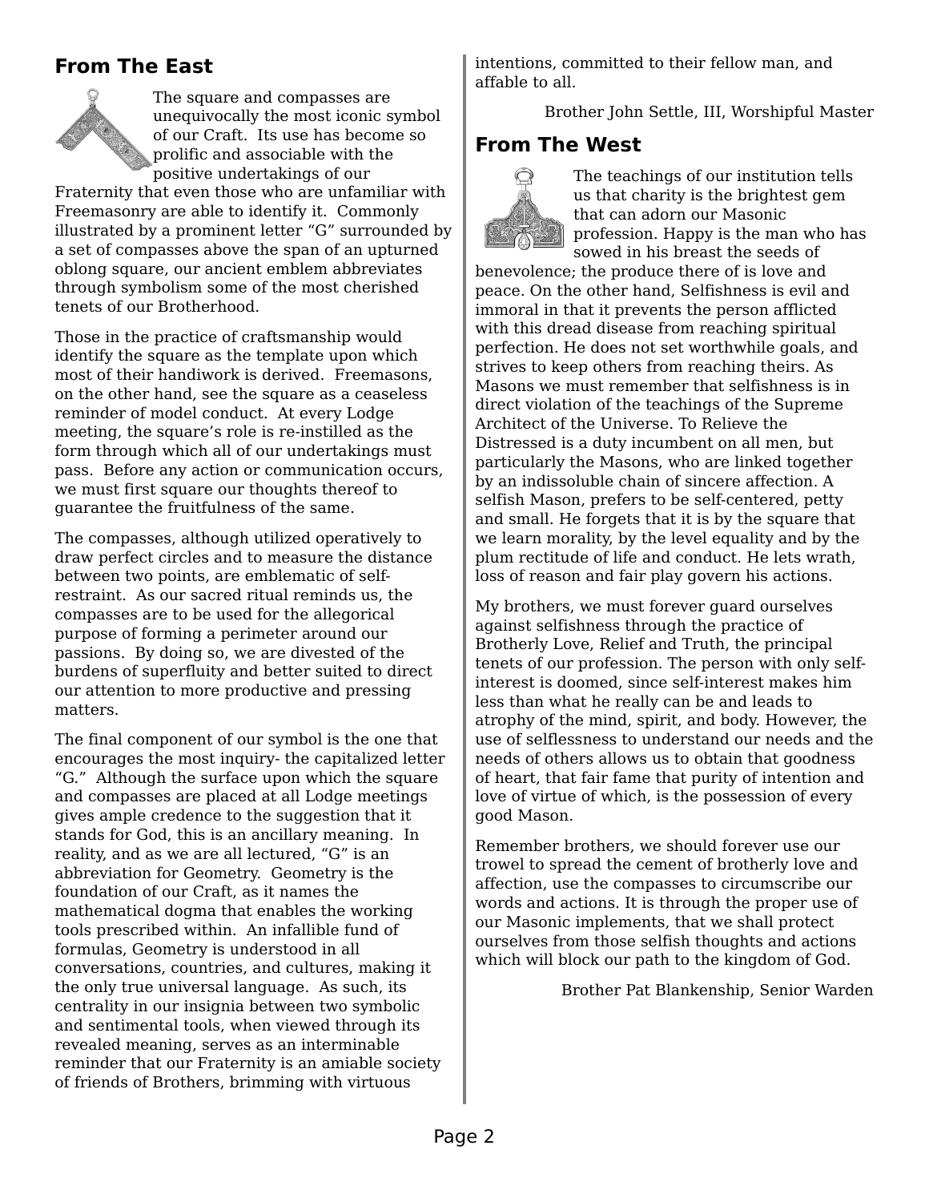## From The East

The square and compasses are unequivocally the most iconic symbol of our Craft. Its use has become so prolific and associable with the positive undertakings of our Fraternity that even those who are unfamiliar with Freemasonry are able to identify it. Commonly illustrated by a prominent letter "G" surrounded by a set of compasses above the span of an upturned oblong square, our ancient emblem abbreviates through symbolism some of the most cherished tenets of our Brotherhood.

Those in the practice of craftsmanship would identify the square as the template upon which most of their handiwork is derived. Freemasons, on the other hand, see the square as a ceaseless reminder of model conduct. At every Lodge meeting, the square's role is re-instilled as the form through which all of our undertakings must pass. Before any action or communication occurs, we must first square our thoughts thereof to guarantee the fruitfulness of the same.

The compasses, although utilized operatively to draw perfect circles and to measure the distance between two points, are emblematic of self-restraint. As our sacred ritual reminds us, the compasses are to be used for the allegorical purpose of forming a perimeter around our passions. By doing so, we are divested of the burdens of superfluity and better suited to direct our attention to more productive and pressing matters.

The final component of our symbol is the one that encourages the most inquiry- the capitalized letter "G." Although the surface upon which the square and compasses are placed at all Lodge meetings gives ample credence to the suggestion that it stands for God, this is an ancillary meaning. In reality, and as we are all lectured, "G" is an abbreviation for Geometry. Geometry is the foundation of our Craft, as it names the mathematical dogma that enables the working tools prescribed within. An infallible fund of formulas, Geometry is understood in all conversations, countries, and cultures, making it the only true universal language. As such, its centrality in our insignia between two symbolic and sentimental tools, when viewed through its revealed meaning, serves as an interminable reminder that our Fraternity is an amiable society of friends of Brothers, brimming with virtuous intentions, committed to their fellow man, and affable to all.

Brother John Settle, III, Worshipful Master

## From The West

The teachings of our institution tells us that charity is the brightest gem that can adorn our Masonic profession. Happy is the man who has sowed in his breast the seeds of benevolence; the produce there of is love and peace. On the other hand, Selfishness is evil and immoral in that it prevents the person afflicted with this dread disease from reaching spiritual perfection. He does not set worthwhile goals, and strives to keep others from reaching theirs. As Masons we must remember that selfishness is in direct violation of the teachings of the Supreme Architect of the Universe. To Relieve the Distressed is a duty incumbent on all men, but particularly the Masons, who are linked together by an indissoluble chain of sincere affection. A selfish Mason, prefers to be self-centered, petty and small. He forgets that it is by the square that we learn morality, by the level equality and by the plum rectitude of life and conduct. He lets wrath, loss of reason and fair play govern his actions.

My brothers, we must forever guard ourselves against selfishness through the practice of Brotherly Love, Relief and Truth, the principal tenets of our profession. The person with only self-interest is doomed, since self-interest makes him less than what he really can be and leads to atrophy of the mind, spirit, and body. However, the use of selflessness to understand our needs and the needs of others allows us to obtain that goodness of heart, that fair fame that purity of intention and love of virtue of which, is the possession of every good Mason.

Remember brothers, we should forever use our trowel to spread the cement of brotherly love and affection, use the compasses to circumscribe our words and actions. It is through the proper use of our Masonic implements, that we shall protect ourselves from those selfish thoughts and actions which will block our path to the kingdom of God.

Brother Pat Blankenship, Senior Warden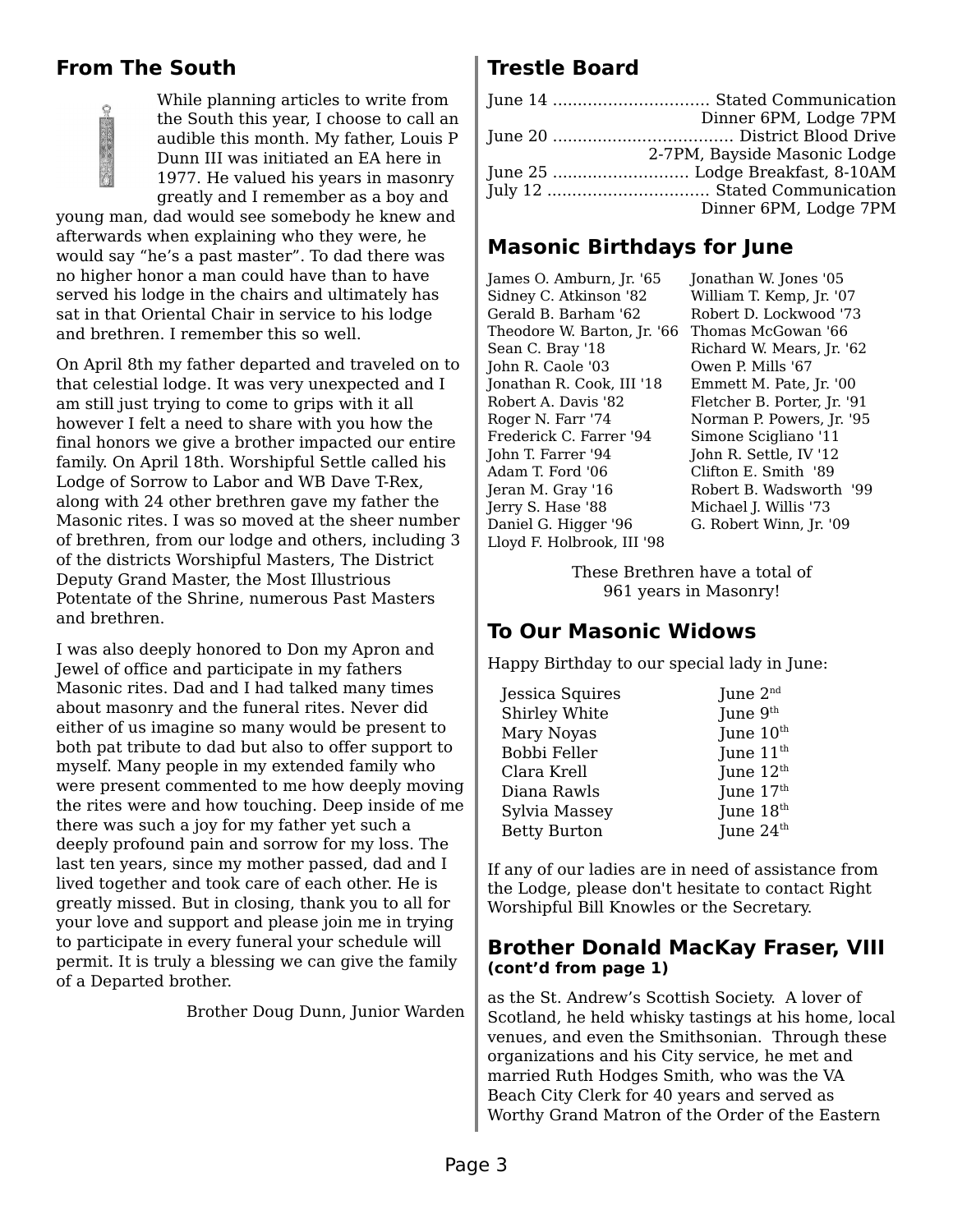## From The South

While planning articles to write from the South this year, I choose to call an audible this month. My father, Louis P Dunn III was initiated an EA here in 1977. He valued his years in masonry greatly and I remember as a boy and young man, dad would see somebody he knew and afterwards when explaining who they were, he would say "he's a past master". To dad there was no higher honor a man could have than to have served his lodge in the chairs and ultimately has sat in that Oriental Chair in service to his lodge and brethren. I remember this so well.

On April 8th my father departed and traveled on to that celestial lodge. It was very unexpected and I am still just trying to come to grips with it all however I felt a need to share with you how the final honors we give a brother impacted our entire family. On April 18th. Worshipful Settle called his Lodge of Sorrow to Labor and WB Dave T-Rex, along with 24 other brethren gave my father the Masonic rites. I was so moved at the sheer number of brethren, from our lodge and others, including 3 of the districts Worshipful Masters, The District Deputy Grand Master, the Most Illustrious Potentate of the Shrine, numerous Past Masters and brethren.

I was also deeply honored to Don my Apron and Jewel of office and participate in my fathers Masonic rites. Dad and I had talked many times about masonry and the funeral rites. Never did either of us imagine so many would be present to both pat tribute to dad but also to offer support to myself. Many people in my extended family who were present commented to me how deeply moving the rites were and how touching. Deep inside of me there was such a joy for my father yet such a deeply profound pain and sorrow for my loss. The last ten years, since my mother passed, dad and I lived together and took care of each other. He is greatly missed. But in closing, thank you to all for your love and support and please join me in trying to participate in every funeral your schedule will permit. It is truly a blessing we can give the family of a Departed brother.

Brother Doug Dunn, Junior Warden

## Trestle Board

June 14 ............................... Stated Communication
Dinner 6PM, Lodge 7PM

June 20 .................................... District Blood Drive
2-7PM, Bayside Masonic Lodge

June 25 ........................... Lodge Breakfast, 8-10AM

July 12 ................................ Stated Communication
Dinner 6PM, Lodge 7PM

## Masonic Birthdays for June

James O. Amburn, Jr. '65
Sidney C. Atkinson '82
Gerald B. Barham '62
Theodore W. Barton, Jr. '66
Sean C. Bray '18
John R. Caole '03
Jonathan R. Cook, III '18
Robert A. Davis '82
Roger N. Farr '74
Frederick C. Farrer '94
John T. Farrer '94
Adam T. Ford '06
Jeran M. Gray '16
Jerry S. Hase '88
Daniel G. Higger '96
Lloyd F. Holbrook, III '98
Jonathan W. Jones '05
William T. Kemp, Jr. '07
Robert D. Lockwood '73
Thomas McGowan '66
Richard W. Mears, Jr. '62
Owen P. Mills '67
Emmett M. Pate, Jr. '00
Fletcher B. Porter, Jr. '91
Norman P. Powers, Jr. '95
Simone Scigliano '11
John R. Settle, IV '12
Clifton E. Smith '89
Robert B. Wadsworth '99
Michael J. Willis '73
G. Robert Winn, Jr. '09

These Brethren have a total of 961 years in Masonry!

## To Our Masonic Widows

Happy Birthday to our special lady in June:

| | |
|---|---|
| Jessica Squires | June 2nd |
| Shirley White | June 9th |
| Mary Noyas | June 10th |
| Bobbi Feller | June 11th |
| Clara Krell | June 12th |
| Diana Rawls | June 17th |
| Sylvia Massey | June 18th |
| Betty Burton | June 24th |

If any of our ladies are in need of assistance from the Lodge, please don't hesitate to contact Right Worshipful Bill Knowles or the Secretary.

## Brother Donald MacKay Fraser, VIII
**(cont'd from page 1)**

as the St. Andrew's Scottish Society. A lover of Scotland, he held whisky tastings at his home, local venues, and even the Smithsonian. Through these organizations and his City service, he met and married Ruth Hodges Smith, who was the VA Beach City Clerk for 40 years and served as Worthy Grand Matron of the Order of the Eastern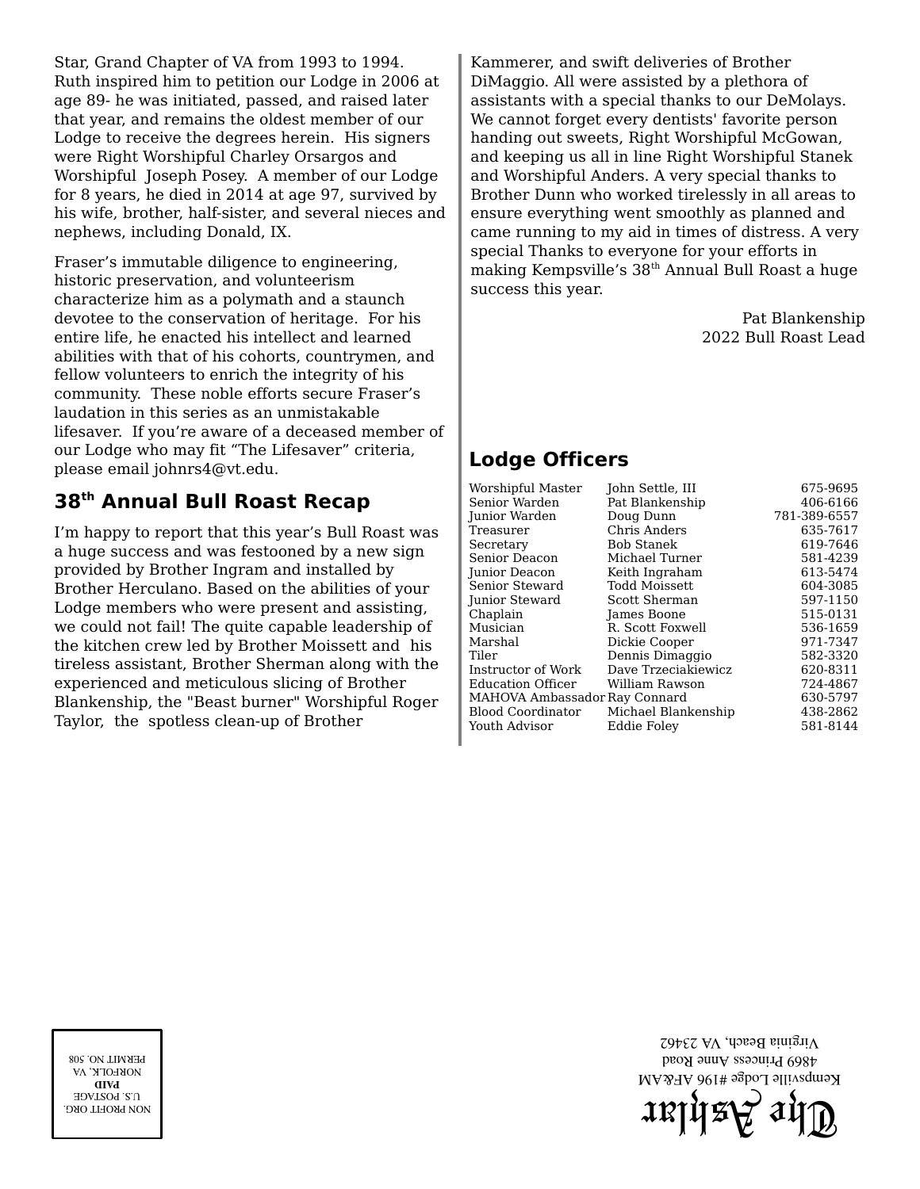Star, Grand Chapter of VA from 1993 to 1994. Ruth inspired him to petition our Lodge in 2006 at age 89- he was initiated, passed, and raised later that year, and remains the oldest member of our Lodge to receive the degrees herein. His signers were Right Worshipful Charley Orsargos and Worshipful Joseph Posey. A member of our Lodge for 8 years, he died in 2014 at age 97, survived by his wife, brother, half-sister, and several nieces and nephews, including Donald, IX.

Fraser's immutable diligence to engineering, historic preservation, and volunteerism characterize him as a polymath and a staunch devotee to the conservation of heritage. For his entire life, he enacted his intellect and learned abilities with that of his cohorts, countrymen, and fellow volunteers to enrich the integrity of his community. These noble efforts secure Fraser's laudation in this series as an unmistakable lifesaver. If you're aware of a deceased member of our Lodge who may fit "The Lifesaver" criteria, please email johnrs4@vt.edu.

## 38th Annual Bull Roast Recap

I'm happy to report that this year's Bull Roast was a huge success and was festooned by a new sign provided by Brother Ingram and installed by Brother Herculano. Based on the abilities of your Lodge members who were present and assisting, we could not fail! The quite capable leadership of the kitchen crew led by Brother Moissett and his tireless assistant, Brother Sherman along with the experienced and meticulous slicing of Brother Blankenship, the "Beast burner" Worshipful Roger Taylor, the spotless clean-up of Brother Kammerer, and swift deliveries of Brother DiMaggio. All were assisted by a plethora of assistants with a special thanks to our DeMolays. We cannot forget every dentists' favorite person handing out sweets, Right Worshipful McGowan, and keeping us all in line Right Worshipful Stanek and Worshipful Anders. A very special thanks to Brother Dunn who worked tirelessly in all areas to ensure everything went smoothly as planned and came running to my aid in times of distress. A very special Thanks to everyone for your efforts in making Kempsville's 38th Annual Bull Roast a huge success this year.

Pat Blankenship
2022 Bull Roast Lead

## Lodge Officers

| | | |
|---|---|---|
| Worshipful Master | John Settle, III | 675-9695 |
| Senior Warden | Pat Blankenship | 406-6166 |
| Junior Warden | Doug Dunn | 781-389-6557 |
| Treasurer | Chris Anders | 635-7617 |
| Secretary | Bob Stanek | 619-7646 |
| Senior Deacon | Michael Turner | 581-4239 |
| Junior Deacon | Keith Ingraham | 613-5474 |
| Senior Steward | Todd Moissett | 604-3085 |
| Junior Steward | Scott Sherman | 597-1150 |
| Chaplain | James Boone | 515-0131 |
| Musician | R. Scott Foxwell | 536-1659 |
| Marshal | Dickie Cooper | 971-7347 |
| Tiler | Dennis Dimaggio | 582-3320 |
| Instructor of Work | Dave Trzeciakiewicz | 620-8311 |
| Education Officer | William Rawson | 724-4867 |
| MAHOVA Ambassador | Ray Connard | 630-5797 |
| Blood Coordinator | Michael Blankenship | 438-2862 |
| Youth Advisor | Eddie Foley | 581-8144 |

NON PROFIT ORG.
U.S. POSTAGE
**PAID**
NORFOLK, VA
PERMIT NO. 508

The Ashlar
Kempsville Lodge #196 AF&AM
4869 Princess Anne Road
Virginia Beach, VA 23462